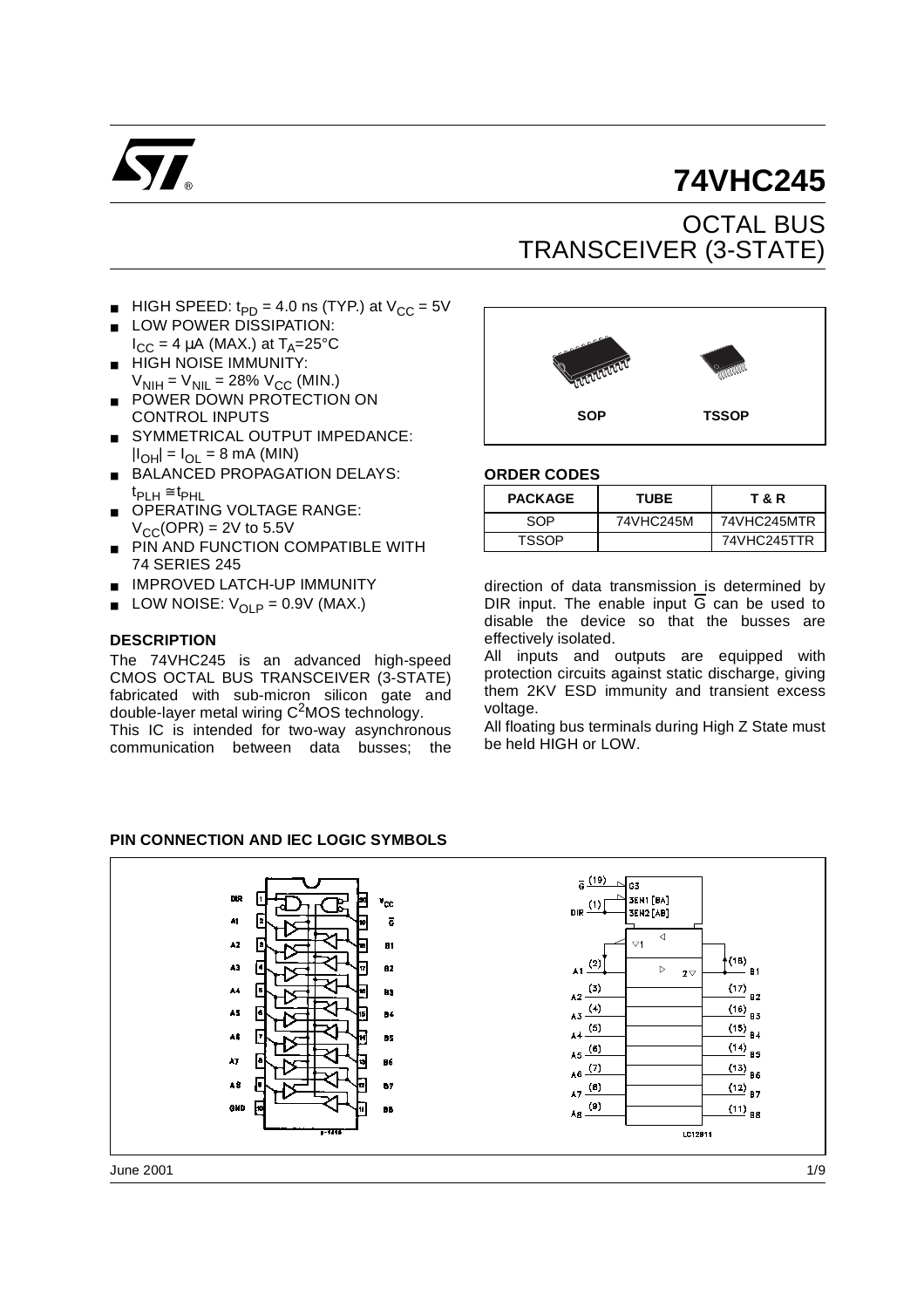# 74VHC245

## OCTAL BUS TRANSCEIVER (3-STATE)

- HIGH SPEED: $t_{PD}$ = 4.0 ns (TYP.) at $V_{CC}$ = 5V
- LOW POWER DISSIPATION: $I_{CC}$ = 4 μA (MAX.) at $T_A$=25°C
- HIGH NOISE IMMUNITY: $V_{NIH} = V_{NIL}$ = 28% $V_{CC}$ (MIN.)
- POWER DOWN PROTECTION ON CONTROL INPUTS
- SYMMETRICAL OUTPUT IMPEDANCE: $|I_{OH}| = I_{OL}$ = 8 mA (MIN)
- BALANCED PROPAGATION DELAYS: $t_{PLH} \cong t_{PHL}$
- OPERATING VOLTAGE RANGE: $V_{CC}(OPR)$ = 2V to 5.5V
- PIN AND FUNCTION COMPATIBLE WITH 74 SERIES 245
- IMPROVED LATCH-UP IMMUNITY
- LOW NOISE: $V_{OLP}$ = 0.9V (MAX.)

SOP TSSOP

### ORDER CODES

| PACKAGE | TUBE | T & R |
|---|---|---|
| SOP | 74VHC245M | 74VHC245MTR |
| TSSOP | | 74VHC245TTR |

### DESCRIPTION

The 74VHC245 is an advanced high-speed CMOS OCTAL BUS TRANSCEIVER (3-STATE) fabricated with sub-micron silicon gate and double-layer metal wiring C[2]MOS technology.

This IC is intended for two-way asynchronous communication between data busses; the direction of data transmission is determined by DIR input. The enable input $\overline{G}$ can be used to disable the device so that the busses are effectively isolated.

All inputs and outputs are equipped with protection circuits against static discharge, giving them 2KV ESD immunity and transient excess voltage.

All floating bus terminals during High Z State must be held HIGH or LOW.

### PIN CONNECTION AND IEC LOGIC SYMBOLS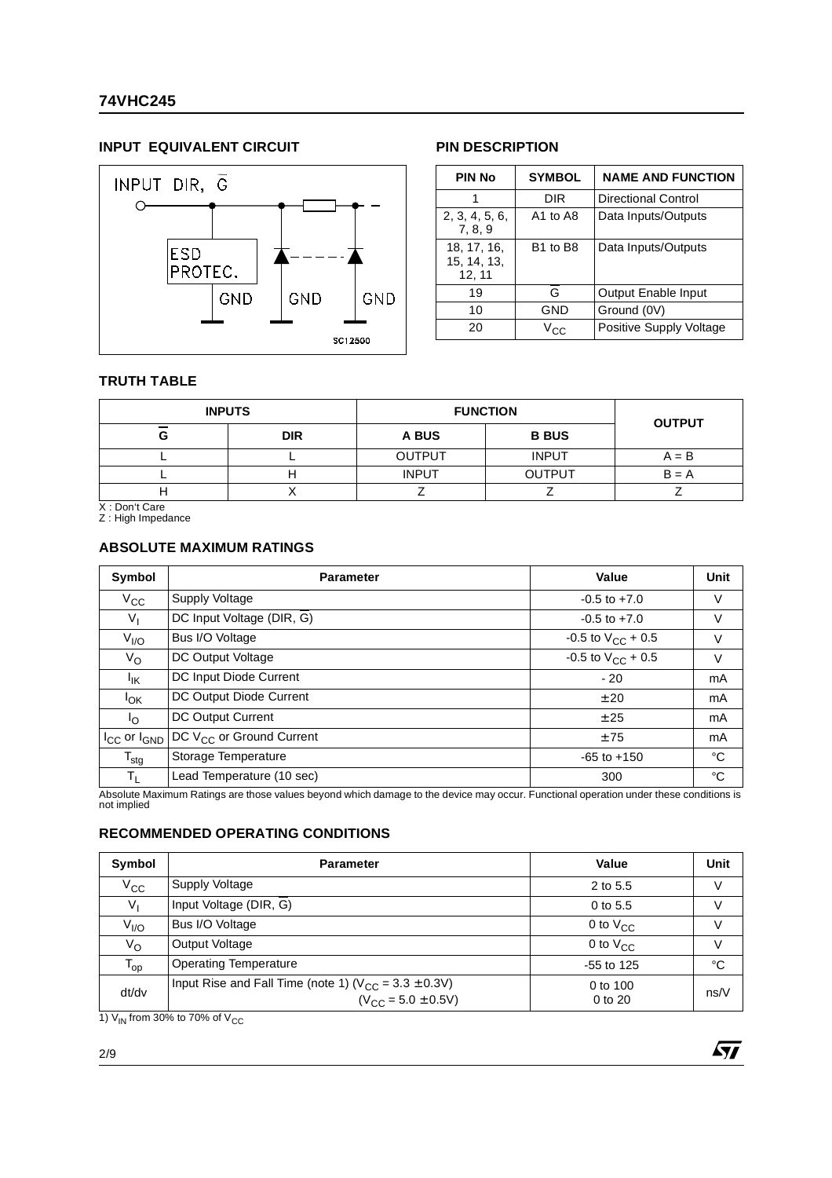## INPUT EQUIVALENT CIRCUIT

INPUT DIR, $\overline{G}$

ESD PROTEC.

GND GND GND

SC12500

## PIN DESCRIPTION

| PIN No | SYMBOL | NAME AND FUNCTION |
| --- | --- | --- |
| 1 | DIR | Directional Control |
| 2, 3, 4, 5, 6, 7, 8, 9 | A1 to A8 | Data Inputs/Outputs |
| 18, 17, 16, 15, 14, 13, 12, 11 | B1 to B8 | Data Inputs/Outputs |
| 19 | $\overline{G}$ | Output Enable Input |
| 10 | GND | Ground (0V) |
| 20 | $V_{CC}$ | Positive Supply Voltage |

## TRUTH TABLE

| INPUTS | | FUNCTION | | OUTPUT |
| --- | --- | --- | --- | --- |
| $\overline{G}$ | DIR | A BUS | B BUS | |
| L | L | OUTPUT | INPUT | A = B |
| L | H | INPUT | OUTPUT | B = A |
| H | X | Z | Z | Z |

X : Don't Care
Z : High Impedance

## ABSOLUTE MAXIMUM RATINGS

| Symbol | Parameter | Value | Unit |
| --- | --- | --- | --- |
| $V_{CC}$ | Supply Voltage | -0.5 to +7.0 | V |
| $V_I$ | DC Input Voltage (DIR, $\overline{G}$) | -0.5 to +7.0 | V |
| $V_{I/O}$ | Bus I/O Voltage | -0.5 to $V_{CC}$ + 0.5 | V |
| $V_O$ | DC Output Voltage | -0.5 to $V_{CC}$ + 0.5 | V |
| $I_{IK}$ | DC Input Diode Current | - 20 | mA |
| $I_{OK}$ | DC Output Diode Current | ± 20 | mA |
| $I_O$ | DC Output Current | ± 25 | mA |
| $I_{CC}$ or $I_{GND}$ | DC $V_{CC}$ or Ground Current | ± 75 | mA |
| $T_{stg}$ | Storage Temperature | -65 to +150 | °C |
| $T_L$ | Lead Temperature (10 sec) | 300 | °C |

Absolute Maximum Ratings are those values beyond which damage to the device may occur. Functional operation under these conditions is not implied

## RECOMMENDED OPERATING CONDITIONS

| Symbol | Parameter | Value | Unit |
| --- | --- | --- | --- |
| $V_{CC}$ | Supply Voltage | 2 to 5.5 | V |
| $V_I$ | Input Voltage (DIR, $\overline{G}$) | 0 to 5.5 | V |
| $V_{I/O}$ | Bus I/O Voltage | 0 to $V_{CC}$ | V |
| $V_O$ | Output Voltage | 0 to $V_{CC}$ | V |
| $T_{op}$ | Operating Temperature | -55 to 125 | °C |
| dt/dv | Input Rise and Fall Time (note 1) ($V_{CC}$ = 3.3 ± 0.3V) ($V_{CC}$ = 5.0 ± 0.5V) | 0 to 100 0 to 20 | ns/V |

1) $V_{IN}$ from 30% to 70% of $V_{CC}$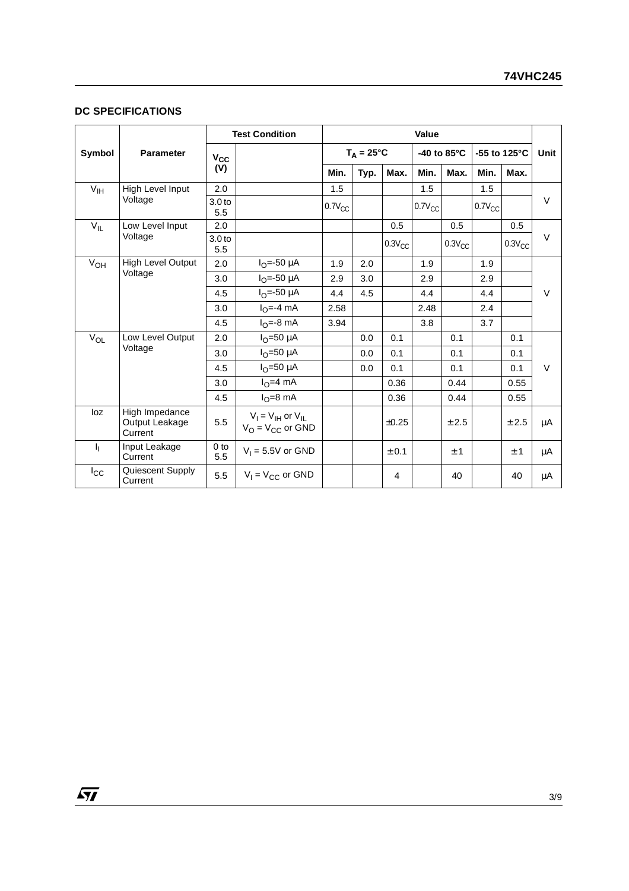## DC SPECIFICATIONS

| Symbol | Parameter | Test Condition | | Value | | | | | | | Unit |
|---|---|---|---|---|---|---|---|---|---|---|---|
| | | $V_{CC}$ (V) | | $T_A = 25°C$ | | | -40 to 85°C | | -55 to 125°C | | |
| | | | | Min. | Typ. | Max. | Min. | Max. | Min. | Max. | |
| $V_{IH}$ | High Level Input Voltage | 2.0 | | 1.5 | | | 1.5 | | 1.5 | | V |
| | | 3.0 to 5.5 | | $0.7V_{CC}$ | | | $0.7V_{CC}$ | | $0.7V_{CC}$ | | |
| $V_{IL}$ | Low Level Input Voltage | 2.0 | | | | 0.5 | | 0.5 | | 0.5 | V |
| | | 3.0 to 5.5 | | | | $0.3V_{CC}$ | | $0.3V_{CC}$ | | $0.3V_{CC}$ | |
| $V_{OH}$ | High Level Output Voltage | 2.0 | $I_O$=-50 µA | 1.9 | 2.0 | | 1.9 | | 1.9 | | V |
| | | 3.0 | $I_O$=-50 µA | 2.9 | 3.0 | | 2.9 | | 2.9 | | |
| | | 4.5 | $I_O$=-50 µA | 4.4 | 4.5 | | 4.4 | | 4.4 | | |
| | | 3.0 | $I_O$=-4 mA | 2.58 | | | 2.48 | | 2.4 | | |
| | | 4.5 | $I_O$=-8 mA | 3.94 | | | 3.8 | | 3.7 | | |
| $V_{OL}$ | Low Level Output Voltage | 2.0 | $I_O$=50 µA | | 0.0 | 0.1 | | 0.1 | | 0.1 | V |
| | | 3.0 | $I_O$=50 µA | | 0.0 | 0.1 | | 0.1 | | 0.1 | |
| | | 4.5 | $I_O$=50 µA | | 0.0 | 0.1 | | 0.1 | | 0.1 | |
| | | 3.0 | $I_O$=4 mA | | | 0.36 | | 0.44 | | 0.55 | |
| | | 4.5 | $I_O$=8 mA | | | 0.36 | | 0.44 | | 0.55 | |
| Ioz | High Impedance Output Leakage Current | 5.5 | $V_I = V_{IH}$ or $V_{IL}$ $V_O = V_{CC}$ or GND | | | ±0.25 | | ± 2.5 | | ± 2.5 | µA |
| $I_I$ | Input Leakage Current | 0 to 5.5 | $V_I$ = 5.5V or GND | | | ± 0.1 | | ± 1 | | ± 1 | µA |
| $I_{CC}$ | Quiescent Supply Current | 5.5 | $V_I = V_{CC}$ or GND | | | 4 | | 40 | | 40 | µA |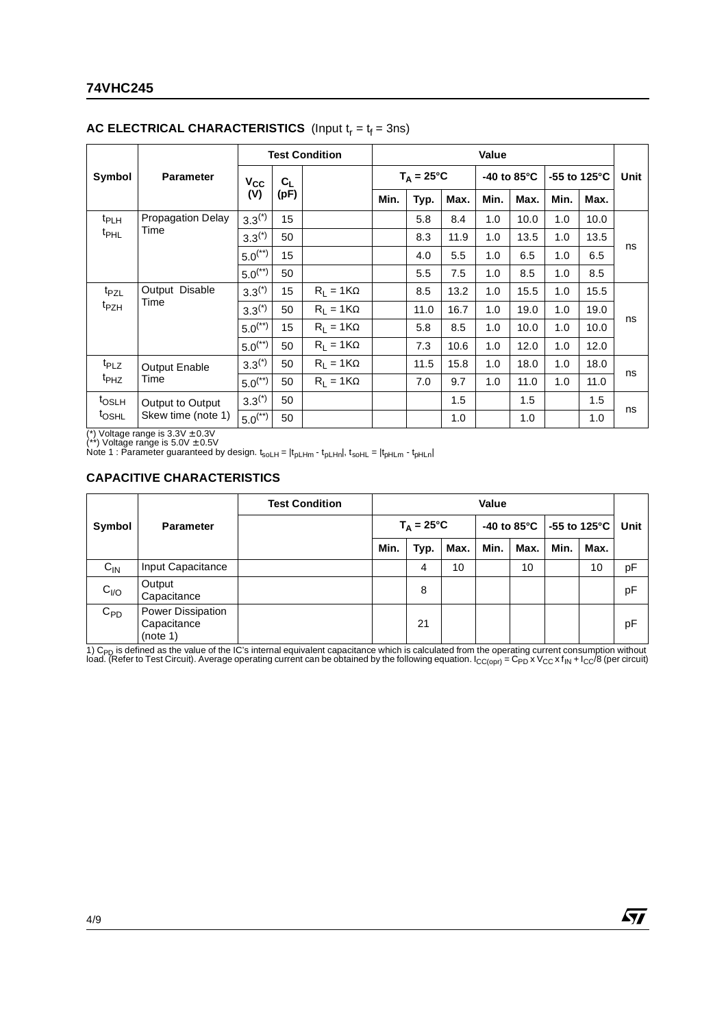## AC ELECTRICAL CHARACTERISTICS (Input $t_r = t_f = 3ns$)

| Symbol | Parameter | Test Condition | | | Value | | | | | | | Unit |
|---|---|---|---|---|---|---|---|---|---|---|---|---|
| | | $V_{CC}$ (V) | $C_L$ (pF) | | $T_A = 25°C$ | | | -40 to 85°C | | -55 to 125°C | | |
| | | | | | Min. | Typ. | Max. | Min. | Max. | Min. | Max. | |
| $t_{PLH}$ $t_{PHL}$ | Propagation Delay Time | $3.3^{(*)}$ | 15 | | | 5.8 | 8.4 | 1.0 | 10.0 | 1.0 | 10.0 | ns |
| | | $3.3^{(*)}$ | 50 | | | 8.3 | 11.9 | 1.0 | 13.5 | 1.0 | 13.5 | |
| | | $5.0^{(**)}$ | 15 | | | 4.0 | 5.5 | 1.0 | 6.5 | 1.0 | 6.5 | |
| | | $5.0^{(**)}$ | 50 | | | 5.5 | 7.5 | 1.0 | 8.5 | 1.0 | 8.5 | |
| $t_{PZL}$ $t_{PZH}$ | Output Disable Time | $3.3^{(*)}$ | 15 | $R_L = 1K\Omega$ | | 8.5 | 13.2 | 1.0 | 15.5 | 1.0 | 15.5 | ns |
| | | $3.3^{(*)}$ | 50 | $R_L = 1K\Omega$ | | 11.0 | 16.7 | 1.0 | 19.0 | 1.0 | 19.0 | |
| | | $5.0^{(**)}$ | 15 | $R_L = 1K\Omega$ | | 5.8 | 8.5 | 1.0 | 10.0 | 1.0 | 10.0 | |
| | | $5.0^{(**)}$ | 50 | $R_L = 1K\Omega$ | | 7.3 | 10.6 | 1.0 | 12.0 | 1.0 | 12.0 | |
| $t_{PLZ}$ $t_{PHZ}$ | Output Enable Time | $3.3^{(*)}$ | 50 | $R_L = 1K\Omega$ | | 11.5 | 15.8 | 1.0 | 18.0 | 1.0 | 18.0 | ns |
| | | $5.0^{(**)}$ | 50 | $R_L = 1K\Omega$ | | 7.0 | 9.7 | 1.0 | 11.0 | 1.0 | 11.0 | |
| $t_{OSLH}$ $t_{OSHL}$ | Output to Output Skew time (note 1) | $3.3^{(*)}$ | 50 | | | | 1.5 | | 1.5 | | 1.5 | ns |
| | | $5.0^{(**)}$ | 50 | | | | 1.0 | | 1.0 | | 1.0 | |

(*) Voltage range is 3.3V ± 0.3V
(**) Voltage range is 5.0V ± 0.5V
Note 1 : Parameter guaranteed by design. $t_{soLH} = |t_{pLHm} - t_{pLHn}|$, $t_{soHL} = |t_{pHLm} - t_{pHLn}|$

## CAPACITIVE CHARACTERISTICS

| Symbol | Parameter | Test Condition | Value | | | | | | | Unit |
|---|---|---|---|---|---|---|---|---|---|---|
| | | | $T_A = 25°C$ | | | -40 to 85°C | | -55 to 125°C | | |
| | | | Min. | Typ. | Max. | Min. | Max. | Min. | Max. | |
| $C_{IN}$ | Input Capacitance | | | 4 | 10 | | 10 | | 10 | pF |
| $C_{I/O}$ | Output Capacitance | | | 8 | | | | | | pF |
| $C_{PD}$ | Power Dissipation Capacitance (note 1) | | | 21 | | | | | | pF |

1) $C_{PD}$ is defined as the value of the IC's internal equivalent capacitance which is calculated from the operating current consumption without load. (Refer to Test Circuit). Average operating current can be obtained by the following equation. $I_{CC(opr)} = C_{PD} \times V_{CC} \times f_{IN} + I_{CC}/8$ (per circuit)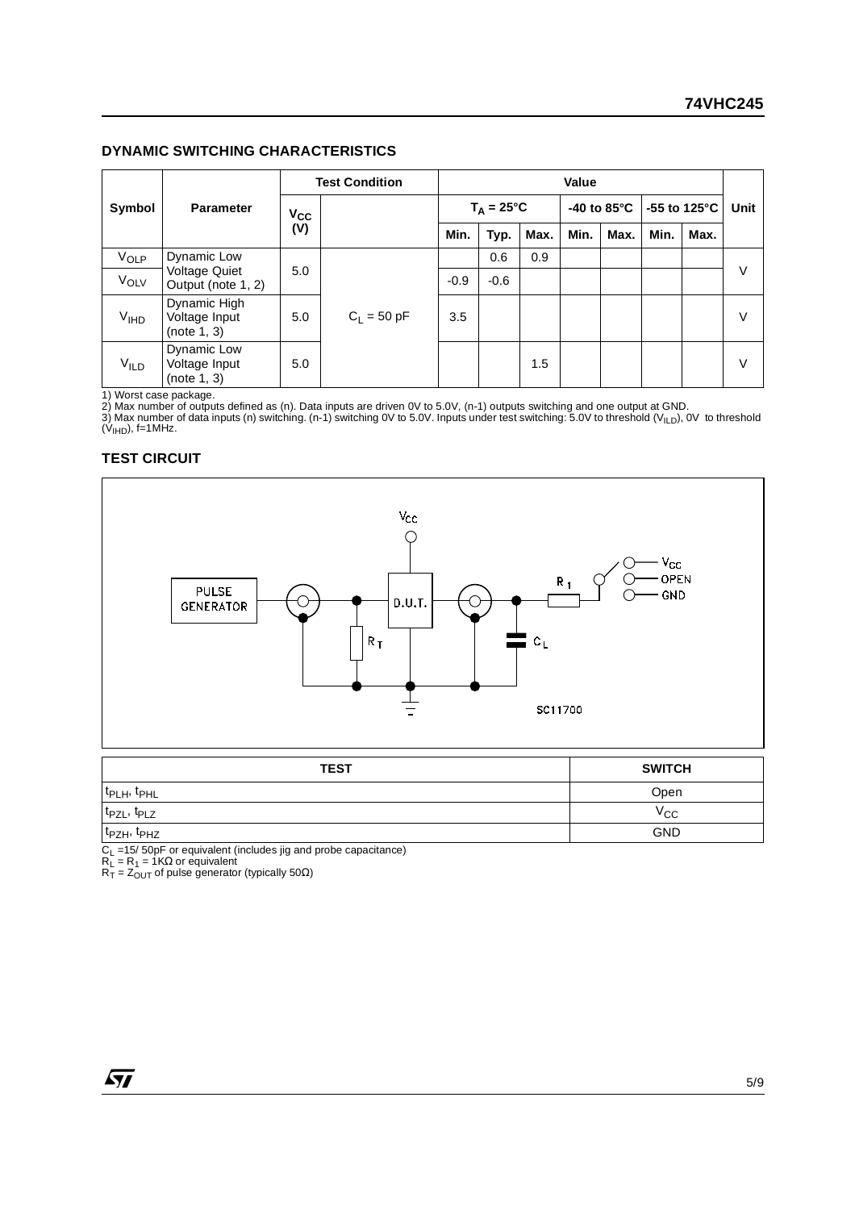## DYNAMIC SWITCHING CHARACTERISTICS

| Symbol | Parameter | Test Condition | | Value | | | | | | | Unit |
|---|---|---|---|---|---|---|---|---|---|---|---|
| | | $V_{CC}$ (V) | | $T_A = 25°C$ | | | -40 to 85°C | | -55 to 125°C | | |
| | | | | Min. | Typ. | Max. | Min. | Max. | Min. | Max. | |
| $V_{OLP}$ | Dynamic Low Voltage Quiet Output (note 1, 2) | 5.0 | $C_L = 50$ pF | | 0.6 | 0.9 | | | | | V |
| $V_{OLV}$ | | | | -0.9 | -0.6 | | | | | | |
| $V_{IHD}$ | Dynamic High Voltage Input (note 1, 3) | 5.0 | | 3.5 | | | | | | | V |
| $V_{ILD}$ | Dynamic Low Voltage Input (note 1, 3) | 5.0 | | | | 1.5 | | | | | V |

1) Worst case package.
2) Max number of outputs defined as (n). Data inputs are driven 0V to 5.0V, (n-1) outputs switching and one output at GND.
3) Max number of data inputs (n) switching. (n-1) switching 0V to 5.0V. Inputs under test switching: 5.0V to threshold ($V_{ILD}$), 0V to threshold ($V_{IHD}$), f=1MHz.

## TEST CIRCUIT

| TEST | SWITCH |
|---|---|
| $t_{PLH}$, $t_{PHL}$ | Open |
| $t_{PZL}$, $t_{PLZ}$ | $V_{CC}$ |
| $t_{PZH}$, $t_{PHZ}$ | GND |

$C_L$ =15/ 50pF or equivalent (includes jig and probe capacitance)
$R_L = R_1 = 1K\Omega$ or equivalent
$R_T = Z_{OUT}$ of pulse generator (typically 50Ω)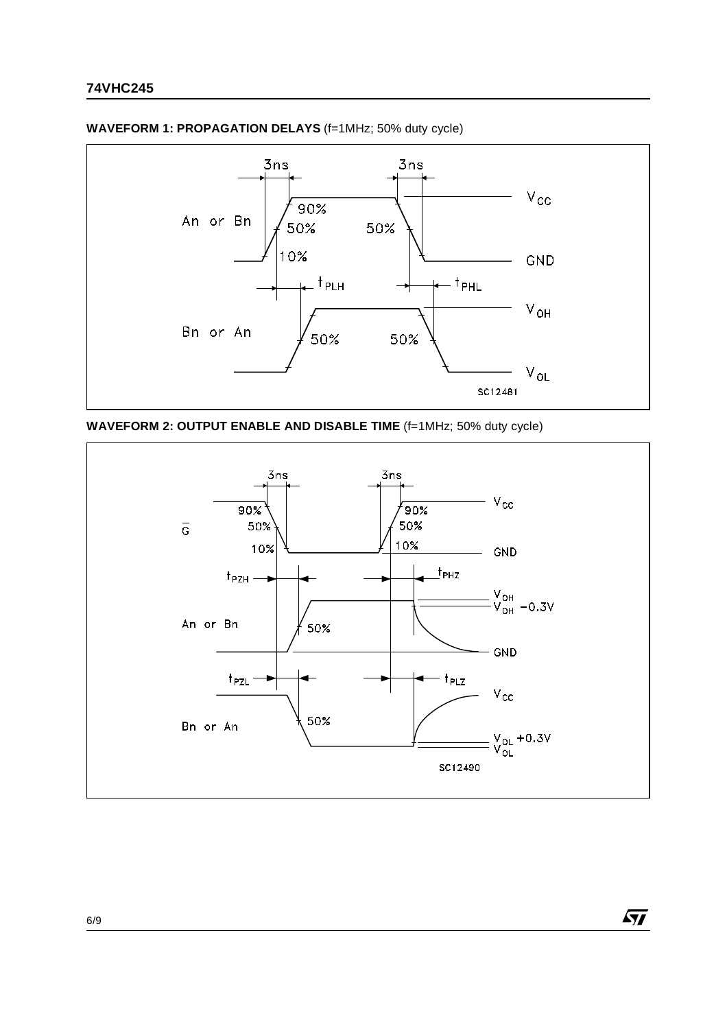**WAVEFORM 1: PROPAGATION DELAYS** (f=1MHz; 50% duty cycle)

**WAVEFORM 2: OUTPUT ENABLE AND DISABLE TIME** (f=1MHz; 50% duty cycle)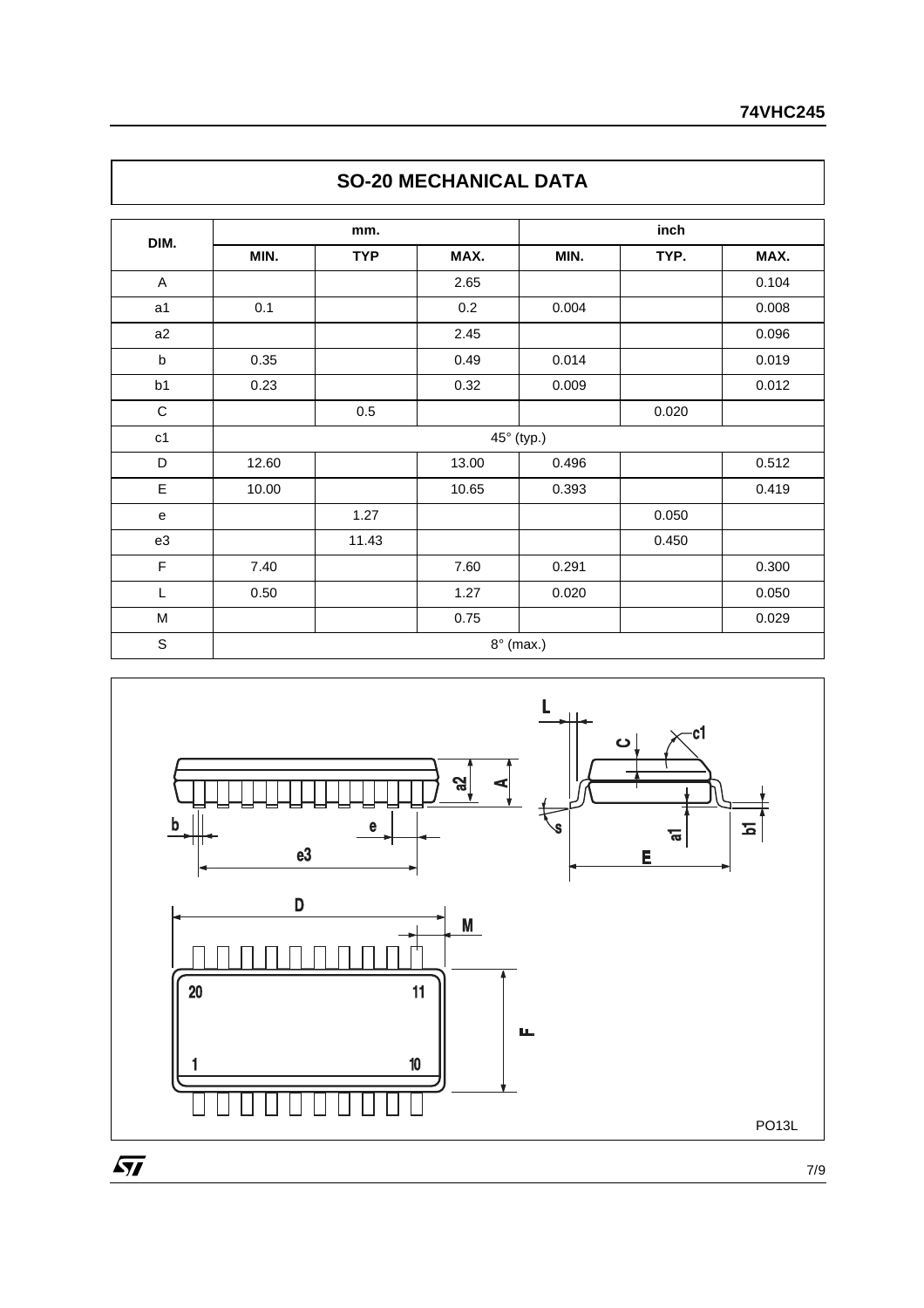## SO-20 MECHANICAL DATA

| DIM. | mm. | | | inch | | |
|---|---|---|---|---|---|---|
| | MIN. | TYP | MAX. | MIN. | TYP. | MAX. |
| A | | | 2.65 | | | 0.104 |
| a1 | 0.1 | | 0.2 | 0.004 | | 0.008 |
| a2 | | | 2.45 | | | 0.096 |
| b | 0.35 | | 0.49 | 0.014 | | 0.019 |
| b1 | 0.23 | | 0.32 | 0.009 | | 0.012 |
| C | | 0.5 | | | 0.020 | |
| c1 | 45° (typ.) | | | | | |
| D | 12.60 | | 13.00 | 0.496 | | 0.512 |
| E | 10.00 | | 10.65 | 0.393 | | 0.419 |
| e | | 1.27 | | | 0.050 | |
| e3 | | 11.43 | | | 0.450 | |
| F | 7.40 | | 7.60 | 0.291 | | 0.300 |
| L | 0.50 | | 1.27 | 0.020 | | 0.050 |
| M | | | 0.75 | | | 0.029 |
| S | 8° (max.) | | | | | |

PO13L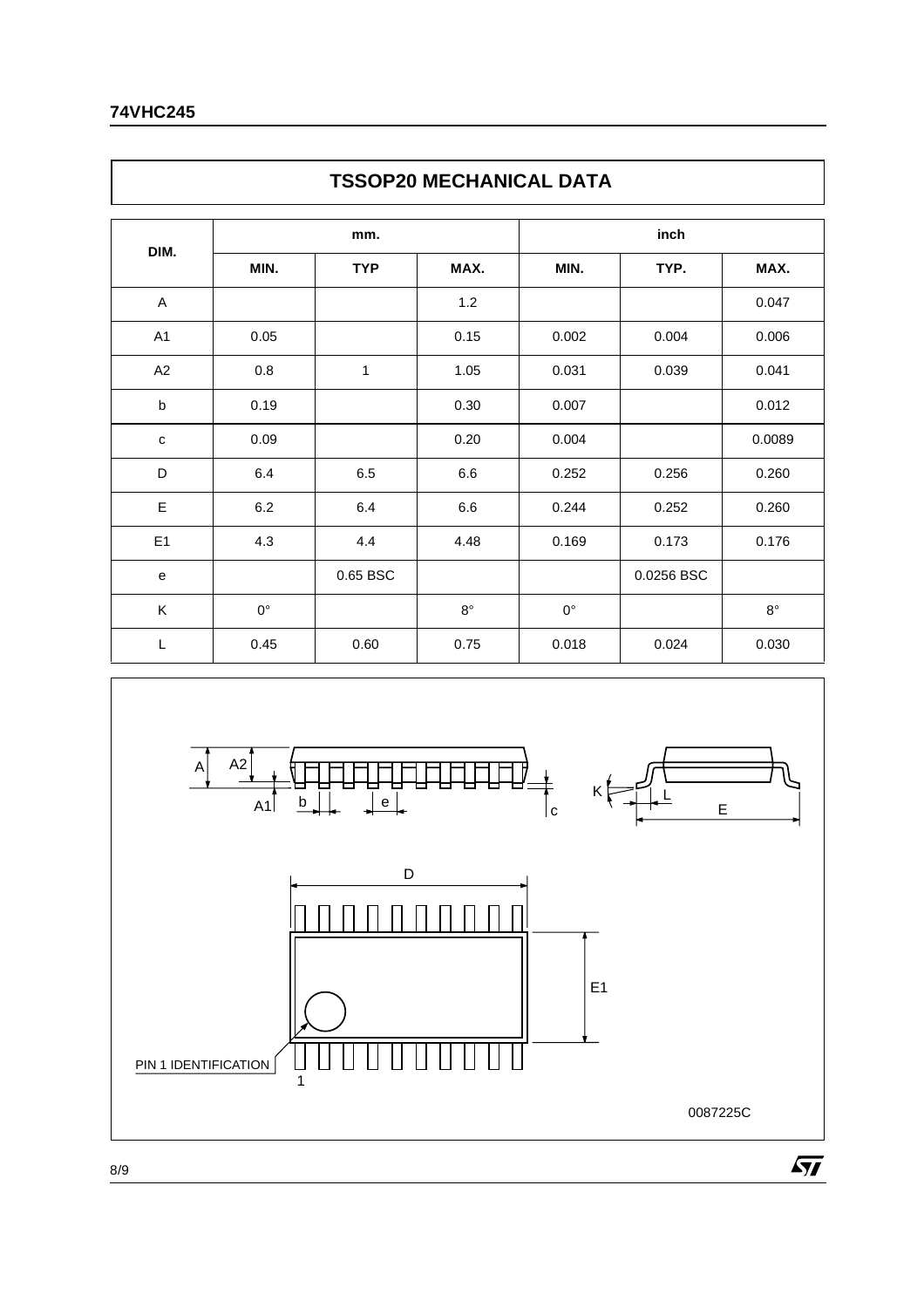## TSSOP20 MECHANICAL DATA

| DIM. | mm. | | | inch | | |
|---|---|---|---|---|---|---|
| | MIN. | TYP | MAX. | MIN. | TYP. | MAX. |
| A | | | 1.2 | | | 0.047 |
| A1 | 0.05 | | 0.15 | 0.002 | 0.004 | 0.006 |
| A2 | 0.8 | 1 | 1.05 | 0.031 | 0.039 | 0.041 |
| b | 0.19 | | 0.30 | 0.007 | | 0.012 |
| c | 0.09 | | 0.20 | 0.004 | | 0.0089 |
| D | 6.4 | 6.5 | 6.6 | 0.252 | 0.256 | 0.260 |
| E | 6.2 | 6.4 | 6.6 | 0.244 | 0.252 | 0.260 |
| E1 | 4.3 | 4.4 | 4.48 | 0.169 | 0.173 | 0.176 |
| e | | 0.65 BSC | | | 0.0256 BSC | |
| K | 0° | | 8° | 0° | | 8° |
| L | 0.45 | 0.60 | 0.75 | 0.018 | 0.024 | 0.030 |

A A2 A1 b e c K L E D E1 PIN 1 IDENTIFICATION 1

0087225C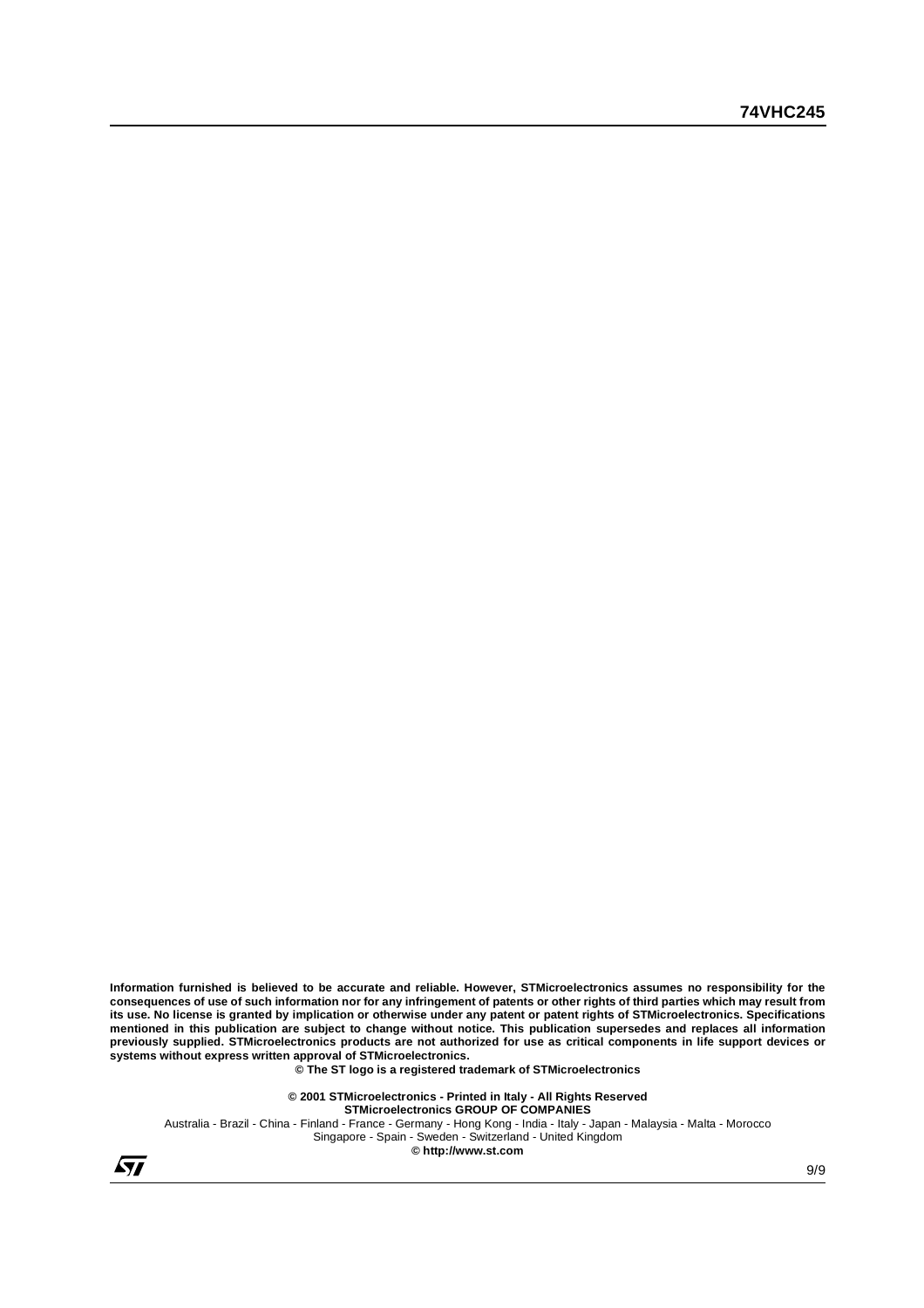**Information furnished is believed to be accurate and reliable. However, STMicroelectronics assumes no responsibility for the consequences of use of such information nor for any infringement of patents or other rights of third parties which may result from its use. No license is granted by implication or otherwise under any patent or patent rights of STMicroelectronics. Specifications mentioned in this publication are subject to change without notice. This publication supersedes and replaces all information previously supplied. STMicroelectronics products are not authorized for use as critical components in life support devices or systems without express written approval of STMicroelectronics.**

**© The ST logo is a registered trademark of STMicroelectronics**

**© 2001 STMicroelectronics - Printed in Italy - All Rights Reserved**
**STMicroelectronics GROUP OF COMPANIES**

Australia - Brazil - China - Finland - France - Germany - Hong Kong - India - Italy - Japan - Malaysia - Malta - Morocco
Singapore - Spain - Sweden - Switzerland - United Kingdom

**© http://www.st.com**